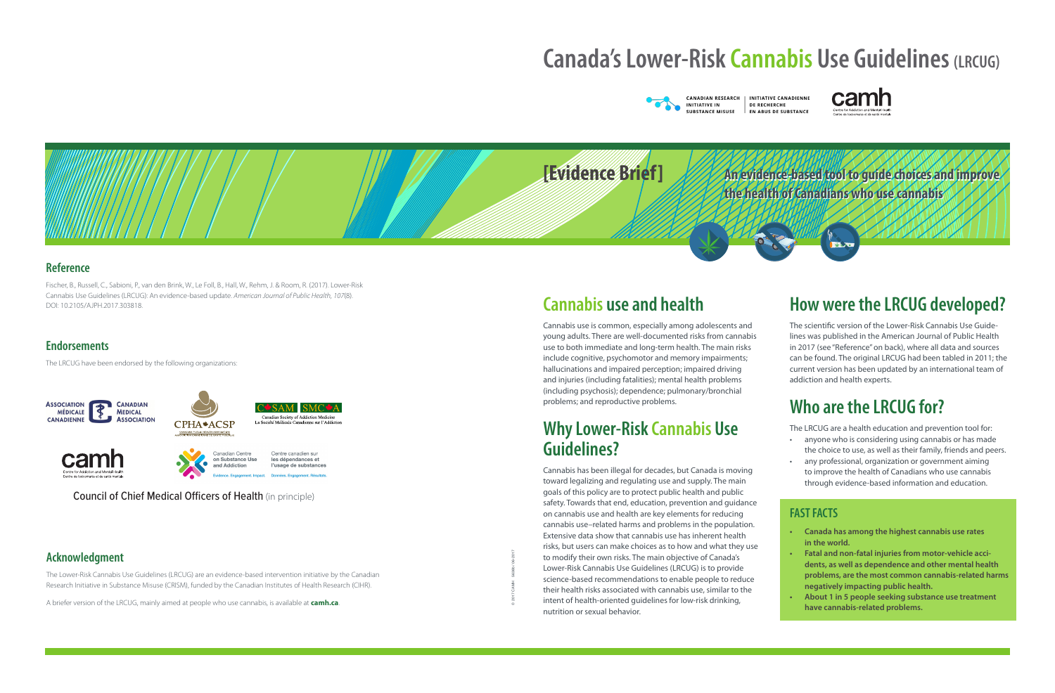# Canada's Lower-Risk Cannabis Use Guidelines (LRCUG)

CANADIAN RESEARCH INITIATIVE IN SUBSTANCE MISUSE | INITIATIVE CANADIENNE DE RECHERCHE EN ABUS DE SUBSTANCE

camh — Centre for Addiction and Mental Health / Centre de toxicomanie et de santé mentale

**[Evidence Brief]**

**An evidence-based tool to guide choices and improve the health of Canadians who use cannabis**

## Reference

Fischer, B., Russell, C., Sabioni, P., van den Brink, W., Le Foll, B., Hall, W., Rehm, J. & Room, R. (2017). Lower-Risk Cannabis Use Guidelines (LRCUG): An evidence-based update. *American Journal of Public Health, 107*(8). DOI: 10.2105/AJPH.2017.303818.

## Endorsements

The LRCUG have been endorsed by the following organizations:

Association Médicale Canadienne / Canadian Medical Association

CPHA • ACSP — Canadian Public Health Association / Association canadienne de santé publique

CSAM SMCA — Canadian Society of Addiction Medicine / La Société Médicale Canadienne sur l'Addiction

camh — Centre for Addiction and Mental Health / Centre de toxicomanie et de santé mentale

Canadian Centre on Substance Use and Addiction / Centre canadien sur les dépendances et l'usage de substances — Evidence. Engagement. Impact. / Données. Engagement. Résultats.

Council of Chief Medical Officers of Health (in principle)

## Acknowledgment

The Lower-Risk Cannabis Use Guidelines (LRCUG) are an evidence-based intervention initiative by the Canadian Research Initiative in Substance Misuse (CRISM), funded by the Canadian Institutes of Health Research (CIHR).

A briefer version of the LRCUG, mainly aimed at people who use cannabis, is available at **camh.ca**.

© 2017 CAMH · 06/2017

## Cannabis use and health

Cannabis use is common, especially among adolescents and young adults. There are well-documented risks from cannabis use to both immediate and long-term health. The main risks include cognitive, psychomotor and memory impairments; hallucinations and impaired perception; impaired driving and injuries (including fatalities); mental health problems (including psychosis); dependence; pulmonary/bronchial problems; and reproductive problems.

## Why Lower-Risk Cannabis Use Guidelines?

Cannabis has been illegal for decades, but Canada is moving toward legalizing and regulating use and supply. The main goals of this policy are to protect public health and public safety. Towards that end, education, prevention and guidance on cannabis use and health are key elements for reducing cannabis use–related harms and problems in the population. Extensive data show that cannabis use has inherent health risks, but users can make choices as to how and what they use to modify their own risks. The main objective of Canada's Lower-Risk Cannabis Use Guidelines (LRCUG) is to provide science-based recommendations to enable people to reduce their health risks associated with cannabis use, similar to the intent of health-oriented guidelines for low-risk drinking, nutrition or sexual behavior.

## How were the LRCUG developed?

The scientific version of the Lower-Risk Cannabis Use Guidelines was published in the American Journal of Public Health in 2017 (see "Reference" on back), where all data and sources can be found. The original LRCUG had been tabled in 2011; the current version has been updated by an international team of addiction and health experts.

## Who are the LRCUG for?

The LRCUG are a health education and prevention tool for:

- anyone who is considering using cannabis or has made the choice to use, as well as their family, friends and peers.
- any professional, organization or government aiming to improve the health of Canadians who use cannabis through evidence-based information and education.

### FAST FACTS

- **Canada has among the highest cannabis use rates in the world.**
- **Fatal and non-fatal injuries from motor-vehicle accidents, as well as dependence and other mental health problems, are the most common cannabis-related harms negatively impacting public health.**
- **About 1 in 5 people seeking substance use treatment have cannabis-related problems.**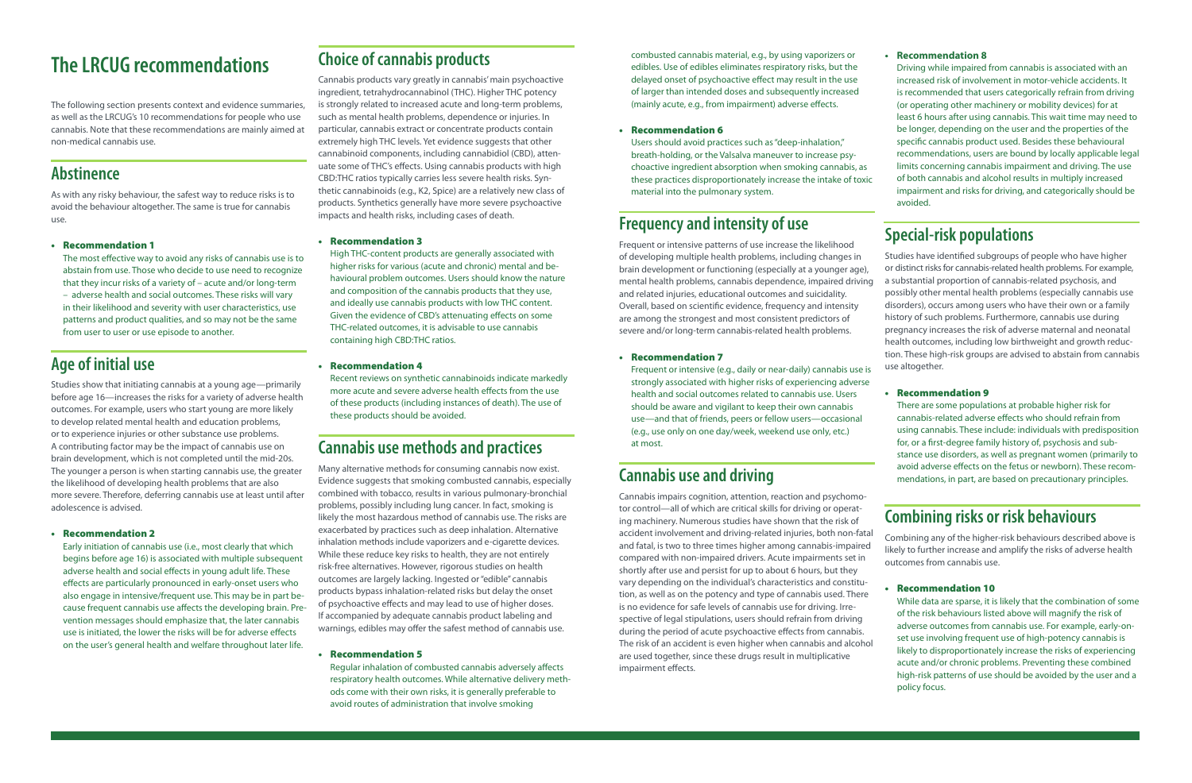# The LRCUG recommendations

The following section presents context and evidence summaries, as well as the LRCUG's 10 recommendations for people who use cannabis. Note that these recommendations are mainly aimed at non-medical cannabis use.

## Abstinence

As with any risky behaviour, the safest way to reduce risks is to avoid the behaviour altogether. The same is true for cannabis use.

- **Recommendation 1**

  The most effective way to avoid any risks of cannabis use is to abstain from use. Those who decide to use need to recognize that they incur risks of a variety of – acute and/or long-term – adverse health and social outcomes. These risks will vary in their likelihood and severity with user characteristics, use patterns and product qualities, and so may not be the same from user to user or use episode to another.

## Age of initial use

Studies show that initiating cannabis at a young age—primarily before age 16—increases the risks for a variety of adverse health outcomes. For example, users who start young are more likely to develop related mental health and education problems, or to experience injuries or other substance use problems. A contributing factor may be the impact of cannabis use on brain development, which is not completed until the mid-20s. The younger a person is when starting cannabis use, the greater the likelihood of developing health problems that are also more severe. Therefore, deferring cannabis use at least until after adolescence is advised.

- **Recommendation 2**

  Early initiation of cannabis use (i.e., most clearly that which begins before age 16) is associated with multiple subsequent adverse health and social effects in young adult life. These effects are particularly pronounced in early-onset users who also engage in intensive/frequent use. This may be in part because frequent cannabis use affects the developing brain. Prevention messages should emphasize that, the later cannabis use is initiated, the lower the risks will be for adverse effects on the user's general health and welfare throughout later life.

## Choice of cannabis products

Cannabis products vary greatly in cannabis' main psychoactive ingredient, tetrahydrocannabinol (THC). Higher THC potency is strongly related to increased acute and long-term problems, such as mental health problems, dependence or injuries. In particular, cannabis extract or concentrate products contain extremely high THC levels. Yet evidence suggests that other cannabinoid components, including cannabidiol (CBD), attenuate some of THC's effects. Using cannabis products with high CBD:THC ratios typically carries less severe health risks. Synthetic cannabinoids (e.g., K2, Spice) are a relatively new class of products. Synthetics generally have more severe psychoactive impacts and health risks, including cases of death.

- **Recommendation 3**

  High THC-content products are generally associated with higher risks for various (acute and chronic) mental and behavioural problem outcomes. Users should know the nature and composition of the cannabis products that they use, and ideally use cannabis products with low THC content. Given the evidence of CBD's attenuating effects on some THC-related outcomes, it is advisable to use cannabis containing high CBD:THC ratios.

- **Recommendation 4**

  Recent reviews on synthetic cannabinoids indicate markedly more acute and severe adverse health effects from the use of these products (including instances of death). The use of these products should be avoided.

## Cannabis use methods and practices

Many alternative methods for consuming cannabis now exist. Evidence suggests that smoking combusted cannabis, especially combined with tobacco, results in various pulmonary-bronchial problems, possibly including lung cancer. In fact, smoking is likely the most hazardous method of cannabis use. The risks are exacerbated by practices such as deep inhalation. Alternative inhalation methods include vaporizers and e-cigarette devices. While these reduce key risks to health, they are not entirely risk-free alternatives. However, rigorous studies on health outcomes are largely lacking. Ingested or "edible" cannabis products bypass inhalation-related risks but delay the onset of psychoactive effects and may lead to use of higher doses. If accompanied by adequate cannabis product labeling and warnings, edibles may offer the safest method of cannabis use.

- **Recommendation 5**

  Regular inhalation of combusted cannabis adversely affects respiratory health outcomes. While alternative delivery methods come with their own risks, it is generally preferable to avoid routes of administration that involve smoking combusted cannabis material, e.g., by using vaporizers or edibles. Use of edibles eliminates respiratory risks, but the delayed onset of psychoactive effect may result in the use of larger than intended doses and subsequently increased (mainly acute, e.g., from impairment) adverse effects.

- **Recommendation 6**

  Users should avoid practices such as "deep-inhalation," breath-holding, or the Valsalva maneuver to increase psychoactive ingredient absorption when smoking cannabis, as these practices disproportionately increase the intake of toxic material into the pulmonary system.

## Frequency and intensity of use

Frequent or intensive patterns of use increase the likelihood of developing multiple health problems, including changes in brain development or functioning (especially at a younger age), mental health problems, cannabis dependence, impaired driving and related injuries, educational outcomes and suicidality. Overall, based on scientific evidence, frequency and intensity are among the strongest and most consistent predictors of severe and/or long-term cannabis-related health problems.

- **Recommendation 7**

  Frequent or intensive (e.g., daily or near-daily) cannabis use is strongly associated with higher risks of experiencing adverse health and social outcomes related to cannabis use. Users should be aware and vigilant to keep their own cannabis use—and that of friends, peers or fellow users—occasional (e.g., use only on one day/week, weekend use only, etc.) at most.

## Cannabis use and driving

Cannabis impairs cognition, attention, reaction and psychomotor control—all of which are critical skills for driving or operating machinery. Numerous studies have shown that the risk of accident involvement and driving-related injuries, both non-fatal and fatal, is two to three times higher among cannabis-impaired compared with non-impaired drivers. Acute impairments set in shortly after use and persist for up to about 6 hours, but they vary depending on the individual's characteristics and constitution, as well as on the potency and type of cannabis used. There is no evidence for safe levels of cannabis use for driving. Irrespective of legal stipulations, users should refrain from driving during the period of acute psychoactive effects from cannabis. The risk of an accident is even higher when cannabis and alcohol are used together, since these drugs result in multiplicative impairment effects.

- **Recommendation 8**

  Driving while impaired from cannabis is associated with an increased risk of involvement in motor-vehicle accidents. It is recommended that users categorically refrain from driving (or operating other machinery or mobility devices) for at least 6 hours after using cannabis. This wait time may need to be longer, depending on the user and the properties of the specific cannabis product used. Besides these behavioural recommendations, users are bound by locally applicable legal limits concerning cannabis impairment and driving. The use of both cannabis and alcohol results in multiply increased impairment and risks for driving, and categorically should be avoided.

## Special-risk populations

Studies have identified subgroups of people who have higher or distinct risks for cannabis-related health problems. For example, a substantial proportion of cannabis-related psychosis, and possibly other mental health problems (especially cannabis use disorders), occurs among users who have their own or a family history of such problems. Furthermore, cannabis use during pregnancy increases the risk of adverse maternal and neonatal health outcomes, including low birthweight and growth reduction. These high-risk groups are advised to abstain from cannabis use altogether.

- **Recommendation 9**

  There are some populations at probable higher risk for cannabis-related adverse effects who should refrain from using cannabis. These include: individuals with predisposition for, or a first-degree family history of, psychosis and substance use disorders, as well as pregnant women (primarily to avoid adverse effects on the fetus or newborn). These recommendations, in part, are based on precautionary principles.

## Combining risks or risk behaviours

Combining any of the higher-risk behaviours described above is likely to further increase and amplify the risks of adverse health outcomes from cannabis use.

- **Recommendation 10**

  While data are sparse, it is likely that the combination of some of the risk behaviours listed above will magnify the risk of adverse outcomes from cannabis use. For example, early-onset use involving frequent use of high-potency cannabis is likely to disproportionately increase the risks of experiencing acute and/or chronic problems. Preventing these combined high-risk patterns of use should be avoided by the user and a policy focus.